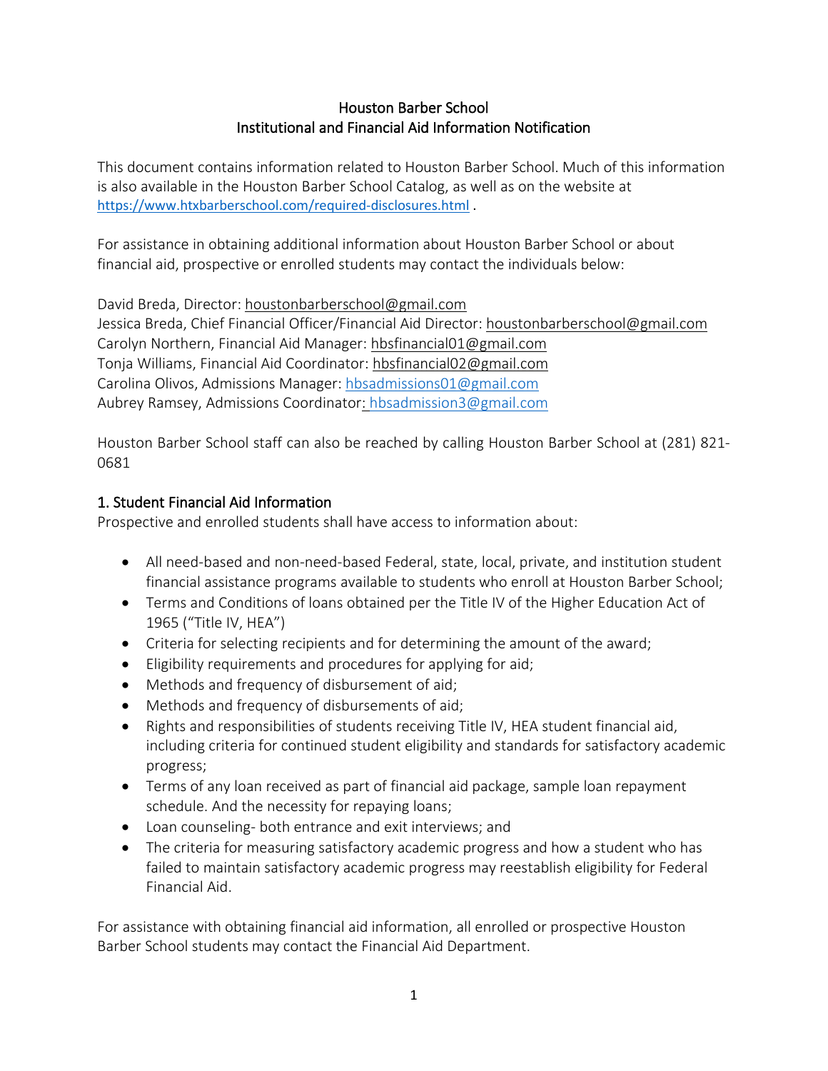# Houston Barber School
## Institutional and Financial Aid Information Notification

This document contains information related to Houston Barber School. Much of this information is also available in the Houston Barber School Catalog, as well as on the website at https://www.htxbarberschool.com/required-disclosures.html .

For assistance in obtaining additional information about Houston Barber School or about financial aid, prospective or enrolled students may contact the individuals below:

David Breda, Director: houstonbarberschool@gmail.com
Jessica Breda, Chief Financial Officer/Financial Aid Director: houstonbarberschool@gmail.com
Carolyn Northern, Financial Aid Manager: hbsfinancial01@gmail.com
Tonja Williams, Financial Aid Coordinator: hbsfinancial02@gmail.com
Carolina Olivos, Admissions Manager: hbsadmissions01@gmail.com
Aubrey Ramsey, Admissions Coordinator: hbsadmission3@gmail.com

Houston Barber School staff can also be reached by calling Houston Barber School at (281) 821-0681

### 1. Student Financial Aid Information

Prospective and enrolled students shall have access to information about:

- All need-based and non-need-based Federal, state, local, private, and institution student financial assistance programs available to students who enroll at Houston Barber School;
- Terms and Conditions of loans obtained per the Title IV of the Higher Education Act of 1965 ("Title IV, HEA")
- Criteria for selecting recipients and for determining the amount of the award;
- Eligibility requirements and procedures for applying for aid;
- Methods and frequency of disbursement of aid;
- Methods and frequency of disbursements of aid;
- Rights and responsibilities of students receiving Title IV, HEA student financial aid, including criteria for continued student eligibility and standards for satisfactory academic progress;
- Terms of any loan received as part of financial aid package, sample loan repayment schedule. And the necessity for repaying loans;
- Loan counseling- both entrance and exit interviews; and
- The criteria for measuring satisfactory academic progress and how a student who has failed to maintain satisfactory academic progress may reestablish eligibility for Federal Financial Aid.

For assistance with obtaining financial aid information, all enrolled or prospective Houston Barber School students may contact the Financial Aid Department.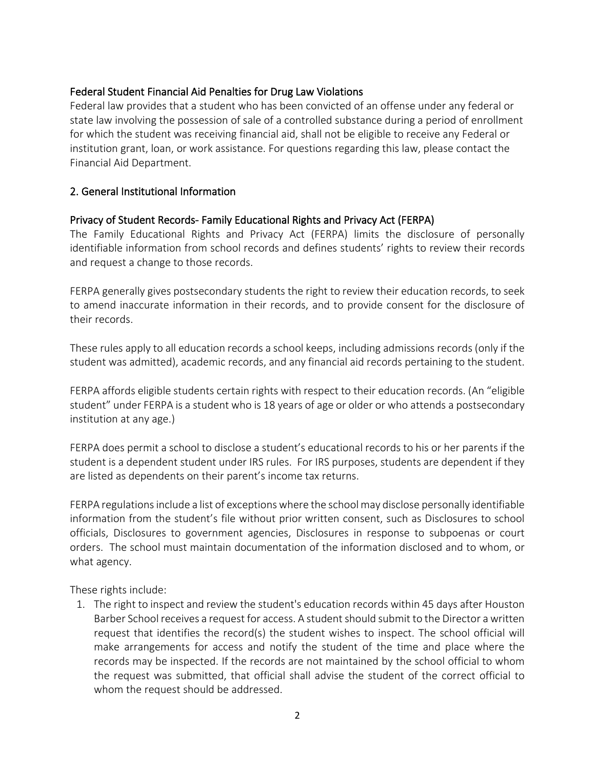### Federal Student Financial Aid Penalties for Drug Law Violations

Federal law provides that a student who has been convicted of an offense under any federal or state law involving the possession of sale of a controlled substance during a period of enrollment for which the student was receiving financial aid, shall not be eligible to receive any Federal or institution grant, loan, or work assistance. For questions regarding this law, please contact the Financial Aid Department.

## 2. General Institutional Information

### Privacy of Student Records- Family Educational Rights and Privacy Act (FERPA)

The Family Educational Rights and Privacy Act (FERPA) limits the disclosure of personally identifiable information from school records and defines students' rights to review their records and request a change to those records.

FERPA generally gives postsecondary students the right to review their education records, to seek to amend inaccurate information in their records, and to provide consent for the disclosure of their records.

These rules apply to all education records a school keeps, including admissions records (only if the student was admitted), academic records, and any financial aid records pertaining to the student.

FERPA affords eligible students certain rights with respect to their education records. (An "eligible student" under FERPA is a student who is 18 years of age or older or who attends a postsecondary institution at any age.)

FERPA does permit a school to disclose a student's educational records to his or her parents if the student is a dependent student under IRS rules. For IRS purposes, students are dependent if they are listed as dependents on their parent's income tax returns.

FERPA regulations include a list of exceptions where the school may disclose personally identifiable information from the student's file without prior written consent, such as Disclosures to school officials, Disclosures to government agencies, Disclosures in response to subpoenas or court orders. The school must maintain documentation of the information disclosed and to whom, or what agency.

These rights include:

1. The right to inspect and review the student's education records within 45 days after Houston Barber School receives a request for access. A student should submit to the Director a written request that identifies the record(s) the student wishes to inspect. The school official will make arrangements for access and notify the student of the time and place where the records may be inspected. If the records are not maintained by the school official to whom the request was submitted, that official shall advise the student of the correct official to whom the request should be addressed.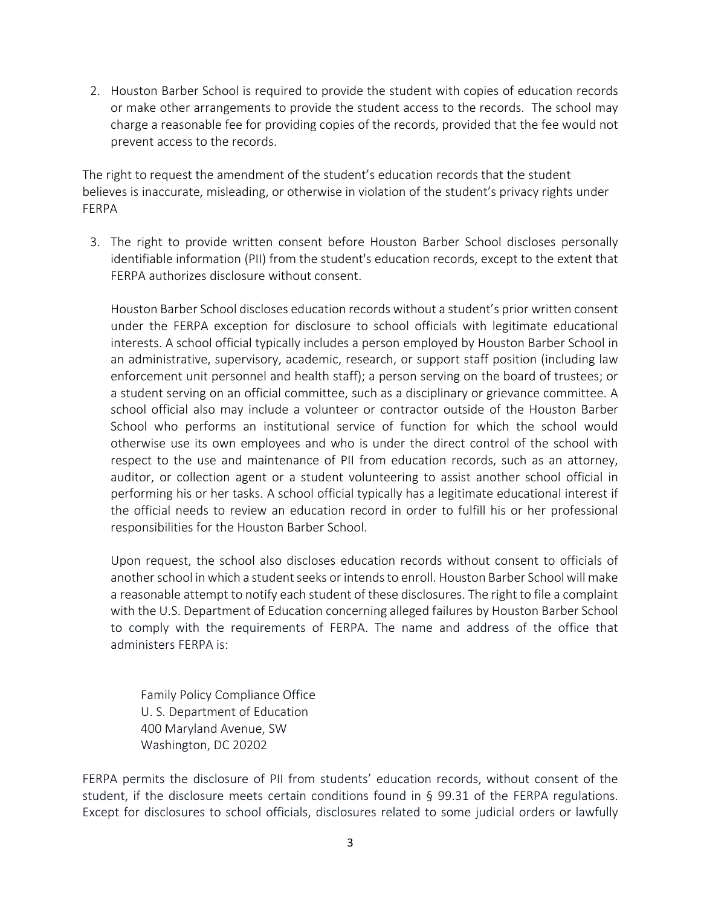2. Houston Barber School is required to provide the student with copies of education records or make other arrangements to provide the student access to the records. The school may charge a reasonable fee for providing copies of the records, provided that the fee would not prevent access to the records.

The right to request the amendment of the student's education records that the student believes is inaccurate, misleading, or otherwise in violation of the student's privacy rights under FERPA

3. The right to provide written consent before Houston Barber School discloses personally identifiable information (PII) from the student's education records, except to the extent that FERPA authorizes disclosure without consent.

   Houston Barber School discloses education records without a student's prior written consent under the FERPA exception for disclosure to school officials with legitimate educational interests. A school official typically includes a person employed by Houston Barber School in an administrative, supervisory, academic, research, or support staff position (including law enforcement unit personnel and health staff); a person serving on the board of trustees; or a student serving on an official committee, such as a disciplinary or grievance committee. A school official also may include a volunteer or contractor outside of the Houston Barber School who performs an institutional service of function for which the school would otherwise use its own employees and who is under the direct control of the school with respect to the use and maintenance of PII from education records, such as an attorney, auditor, or collection agent or a student volunteering to assist another school official in performing his or her tasks. A school official typically has a legitimate educational interest if the official needs to review an education record in order to fulfill his or her professional responsibilities for the Houston Barber School.

   Upon request, the school also discloses education records without consent to officials of another school in which a student seeks or intends to enroll. Houston Barber School will make a reasonable attempt to notify each student of these disclosures. The right to file a complaint with the U.S. Department of Education concerning alleged failures by Houston Barber School to comply with the requirements of FERPA. The name and address of the office that administers FERPA is:

   Family Policy Compliance Office
   U. S. Department of Education
   400 Maryland Avenue, SW
   Washington, DC 20202

FERPA permits the disclosure of PII from students' education records, without consent of the student, if the disclosure meets certain conditions found in § 99.31 of the FERPA regulations. Except for disclosures to school officials, disclosures related to some judicial orders or lawfully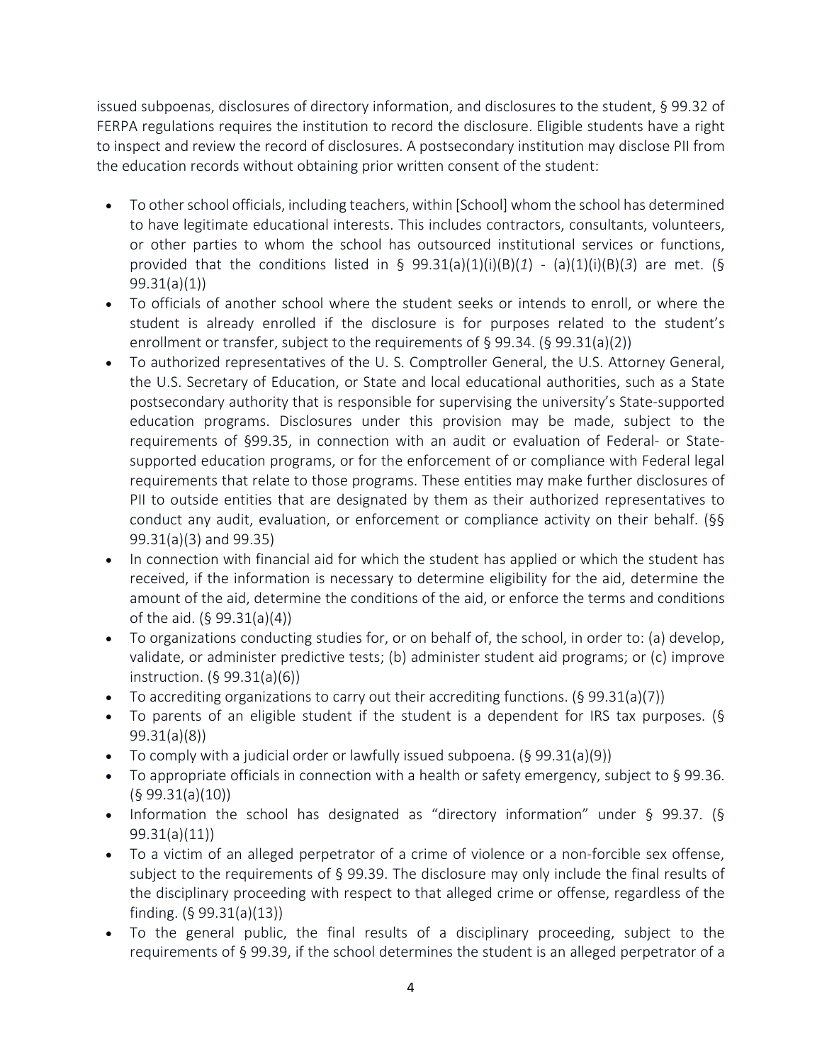issued subpoenas, disclosures of directory information, and disclosures to the student, § 99.32 of FERPA regulations requires the institution to record the disclosure. Eligible students have a right to inspect and review the record of disclosures. A postsecondary institution may disclose PII from the education records without obtaining prior written consent of the student:

- To other school officials, including teachers, within [School] whom the school has determined to have legitimate educational interests. This includes contractors, consultants, volunteers, or other parties to whom the school has outsourced institutional services or functions, provided that the conditions listed in § 99.31(a)(1)(i)(B)(*1*) - (a)(1)(i)(B)(*3*) are met. (§ 99.31(a)(1))
- To officials of another school where the student seeks or intends to enroll, or where the student is already enrolled if the disclosure is for purposes related to the student's enrollment or transfer, subject to the requirements of § 99.34. (§ 99.31(a)(2))
- To authorized representatives of the U. S. Comptroller General, the U.S. Attorney General, the U.S. Secretary of Education, or State and local educational authorities, such as a State postsecondary authority that is responsible for supervising the university's State-supported education programs. Disclosures under this provision may be made, subject to the requirements of §99.35, in connection with an audit or evaluation of Federal- or State-supported education programs, or for the enforcement of or compliance with Federal legal requirements that relate to those programs. These entities may make further disclosures of PII to outside entities that are designated by them as their authorized representatives to conduct any audit, evaluation, or enforcement or compliance activity on their behalf. (§§ 99.31(a)(3) and 99.35)
- In connection with financial aid for which the student has applied or which the student has received, if the information is necessary to determine eligibility for the aid, determine the amount of the aid, determine the conditions of the aid, or enforce the terms and conditions of the aid. (§ 99.31(a)(4))
- To organizations conducting studies for, or on behalf of, the school, in order to: (a) develop, validate, or administer predictive tests; (b) administer student aid programs; or (c) improve instruction. (§ 99.31(a)(6))
- To accrediting organizations to carry out their accrediting functions. (§ 99.31(a)(7))
- To parents of an eligible student if the student is a dependent for IRS tax purposes. (§ 99.31(a)(8))
- To comply with a judicial order or lawfully issued subpoena. (§ 99.31(a)(9))
- To appropriate officials in connection with a health or safety emergency, subject to § 99.36. (§ 99.31(a)(10))
- Information the school has designated as "directory information" under § 99.37. (§ 99.31(a)(11))
- To a victim of an alleged perpetrator of a crime of violence or a non-forcible sex offense, subject to the requirements of § 99.39. The disclosure may only include the final results of the disciplinary proceeding with respect to that alleged crime or offense, regardless of the finding. (§ 99.31(a)(13))
- To the general public, the final results of a disciplinary proceeding, subject to the requirements of § 99.39, if the school determines the student is an alleged perpetrator of a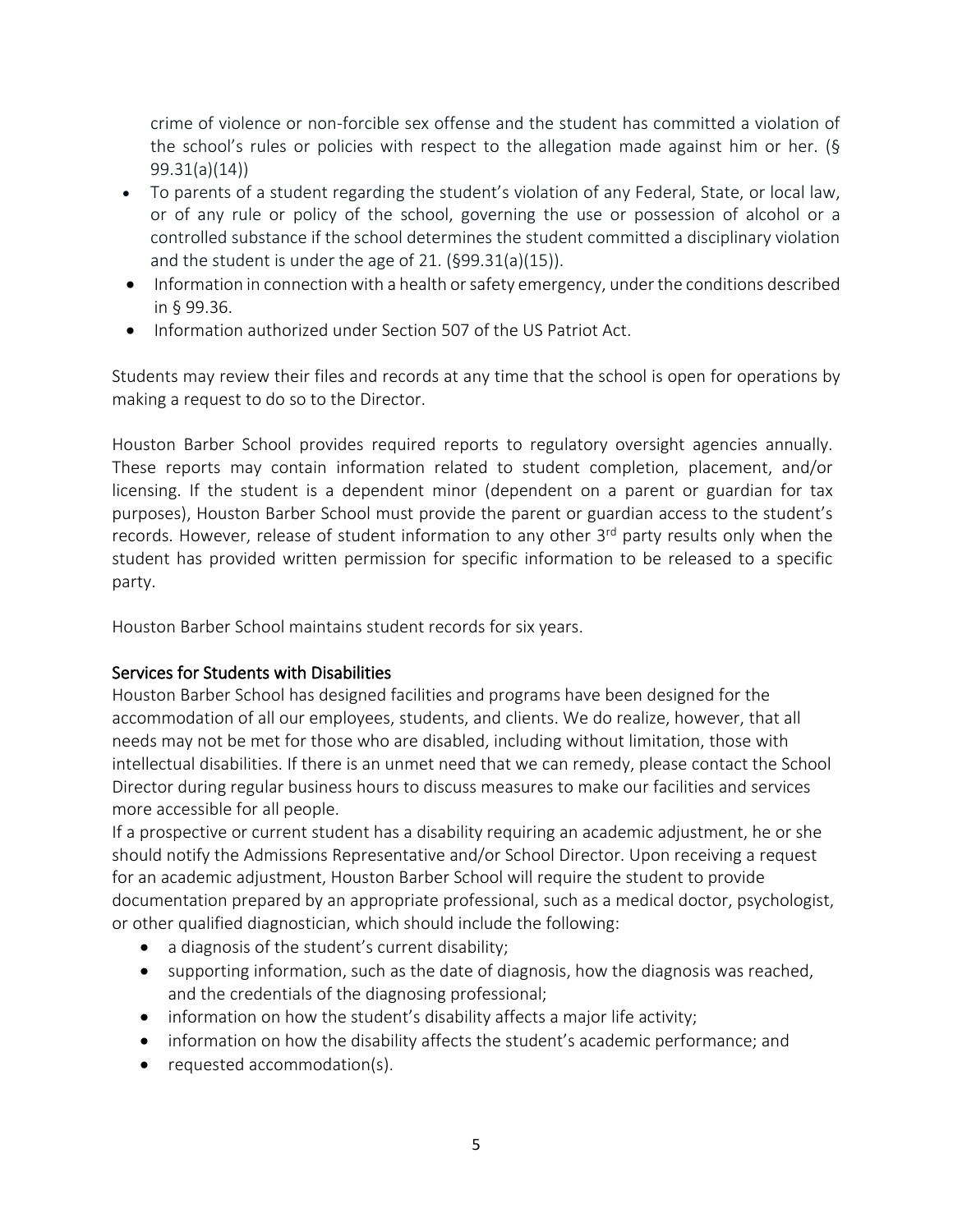crime of violence or non-forcible sex offense and the student has committed a violation of the school's rules or policies with respect to the allegation made against him or her. (§ 99.31(a)(14))

- To parents of a student regarding the student's violation of any Federal, State, or local law, or of any rule or policy of the school, governing the use or possession of alcohol or a controlled substance if the school determines the student committed a disciplinary violation and the student is under the age of 21. (§99.31(a)(15)).
- Information in connection with a health or safety emergency, under the conditions described in § 99.36.
- Information authorized under Section 507 of the US Patriot Act.

Students may review their files and records at any time that the school is open for operations by making a request to do so to the Director.

Houston Barber School provides required reports to regulatory oversight agencies annually. These reports may contain information related to student completion, placement, and/or licensing. If the student is a dependent minor (dependent on a parent or guardian for tax purposes), Houston Barber School must provide the parent or guardian access to the student's records. However, release of student information to any other 3rd party results only when the student has provided written permission for specific information to be released to a specific party.

Houston Barber School maintains student records for six years.

## Services for Students with Disabilities

Houston Barber School has designed facilities and programs have been designed for the accommodation of all our employees, students, and clients. We do realize, however, that all needs may not be met for those who are disabled, including without limitation, those with intellectual disabilities. If there is an unmet need that we can remedy, please contact the School Director during regular business hours to discuss measures to make our facilities and services more accessible for all people.

If a prospective or current student has a disability requiring an academic adjustment, he or she should notify the Admissions Representative and/or School Director. Upon receiving a request for an academic adjustment, Houston Barber School will require the student to provide documentation prepared by an appropriate professional, such as a medical doctor, psychologist, or other qualified diagnostician, which should include the following:

- a diagnosis of the student's current disability;
- supporting information, such as the date of diagnosis, how the diagnosis was reached, and the credentials of the diagnosing professional;
- information on how the student's disability affects a major life activity;
- information on how the disability affects the student's academic performance; and
- requested accommodation(s).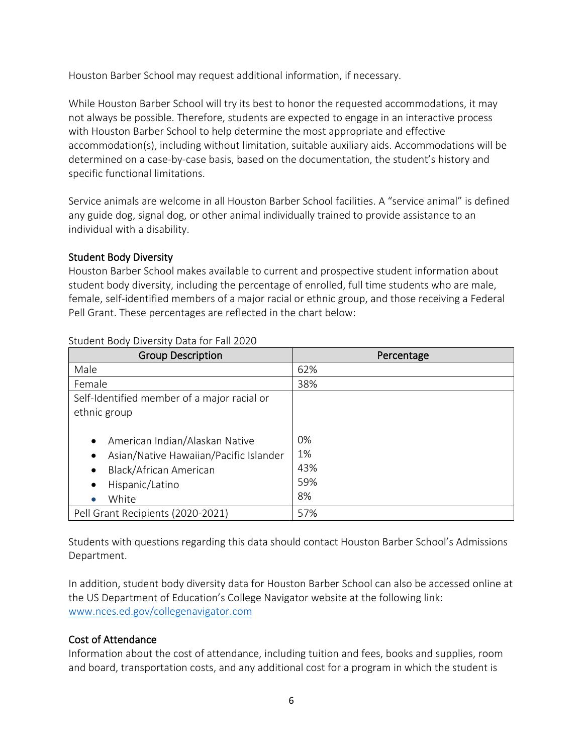Houston Barber School may request additional information, if necessary.

While Houston Barber School will try its best to honor the requested accommodations, it may not always be possible. Therefore, students are expected to engage in an interactive process with Houston Barber School to help determine the most appropriate and effective accommodation(s), including without limitation, suitable auxiliary aids. Accommodations will be determined on a case-by-case basis, based on the documentation, the student's history and specific functional limitations.

Service animals are welcome in all Houston Barber School facilities. A "service animal" is defined any guide dog, signal dog, or other animal individually trained to provide assistance to an individual with a disability.

## Student Body Diversity

Houston Barber School makes available to current and prospective student information about student body diversity, including the percentage of enrolled, full time students who are male, female, self-identified members of a major racial or ethnic group, and those receiving a Federal Pell Grant. These percentages are reflected in the chart below:

Student Body Diversity Data for Fall 2020

| Group Description | Percentage |
|---|---|
| Male | 62% |
| Female | 38% |
| Self-Identified member of a major racial or ethnic group | |
| • American Indian/Alaskan Native | 0% |
| • Asian/Native Hawaiian/Pacific Islander | 1% |
| • Black/African American | 43% |
| • Hispanic/Latino | 59% |
| • White | 8% |
| Pell Grant Recipients (2020-2021) | 57% |

Students with questions regarding this data should contact Houston Barber School's Admissions Department.

In addition, student body diversity data for Houston Barber School can also be accessed online at the US Department of Education's College Navigator website at the following link: [www.nces.ed.gov/collegenavigator.com](www.nces.ed.gov/collegenavigator.com)

## Cost of Attendance

Information about the cost of attendance, including tuition and fees, books and supplies, room and board, transportation costs, and any additional cost for a program in which the student is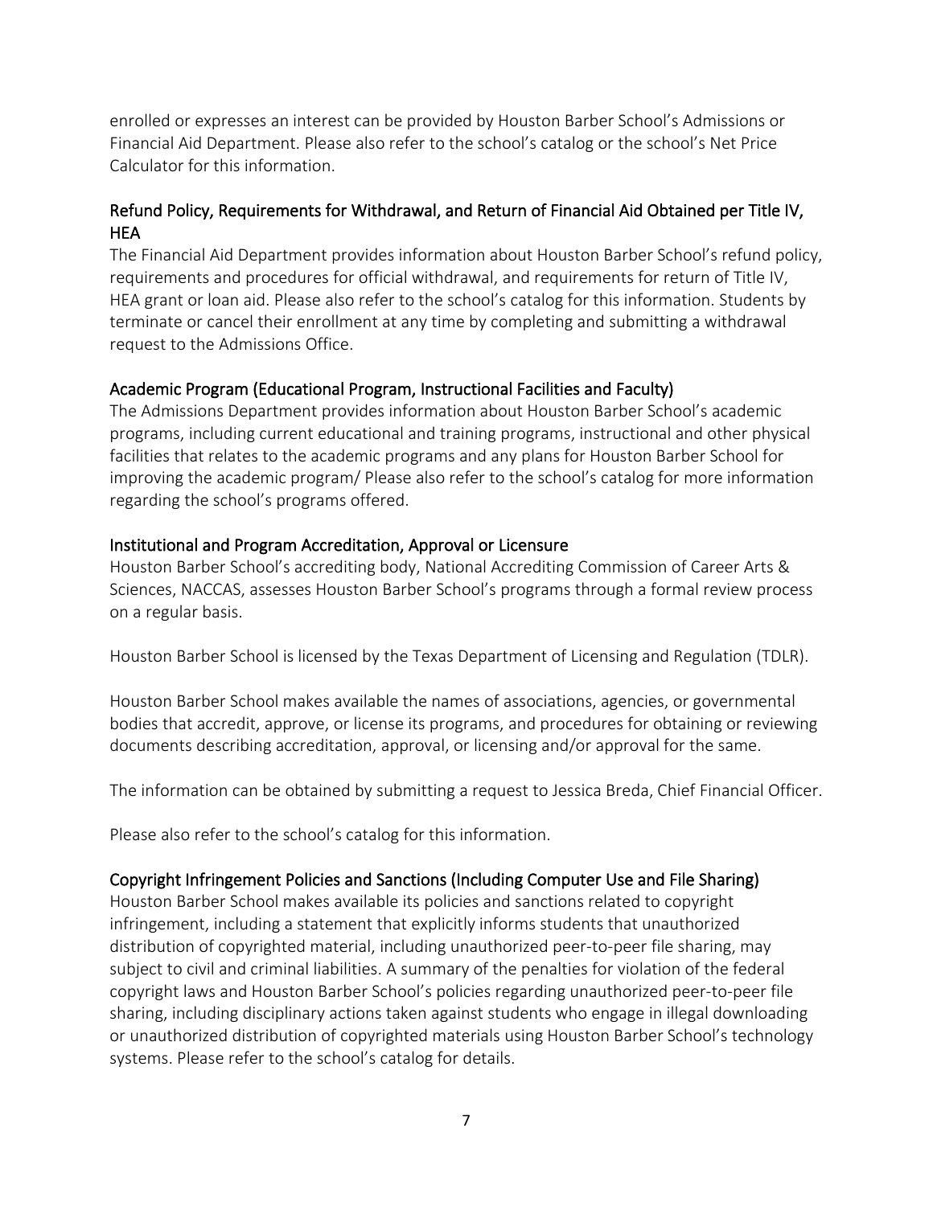enrolled or expresses an interest can be provided by Houston Barber School's Admissions or Financial Aid Department. Please also refer to the school's catalog or the school's Net Price Calculator for this information.

## Refund Policy, Requirements for Withdrawal, and Return of Financial Aid Obtained per Title IV, HEA

The Financial Aid Department provides information about Houston Barber School's refund policy, requirements and procedures for official withdrawal, and requirements for return of Title IV, HEA grant or loan aid. Please also refer to the school's catalog for this information. Students by terminate or cancel their enrollment at any time by completing and submitting a withdrawal request to the Admissions Office.

## Academic Program (Educational Program, Instructional Facilities and Faculty)

The Admissions Department provides information about Houston Barber School's academic programs, including current educational and training programs, instructional and other physical facilities that relates to the academic programs and any plans for Houston Barber School for improving the academic program/ Please also refer to the school's catalog for more information regarding the school's programs offered.

## Institutional and Program Accreditation, Approval or Licensure

Houston Barber School's accrediting body, National Accrediting Commission of Career Arts & Sciences, NACCAS, assesses Houston Barber School's programs through a formal review process on a regular basis.

Houston Barber School is licensed by the Texas Department of Licensing and Regulation (TDLR).

Houston Barber School makes available the names of associations, agencies, or governmental bodies that accredit, approve, or license its programs, and procedures for obtaining or reviewing documents describing accreditation, approval, or licensing and/or approval for the same.

The information can be obtained by submitting a request to Jessica Breda, Chief Financial Officer.

Please also refer to the school's catalog for this information.

## Copyright Infringement Policies and Sanctions (Including Computer Use and File Sharing)

Houston Barber School makes available its policies and sanctions related to copyright infringement, including a statement that explicitly informs students that unauthorized distribution of copyrighted material, including unauthorized peer-to-peer file sharing, may subject to civil and criminal liabilities. A summary of the penalties for violation of the federal copyright laws and Houston Barber School's policies regarding unauthorized peer-to-peer file sharing, including disciplinary actions taken against students who engage in illegal downloading or unauthorized distribution of copyrighted materials using Houston Barber School's technology systems. Please refer to the school's catalog for details.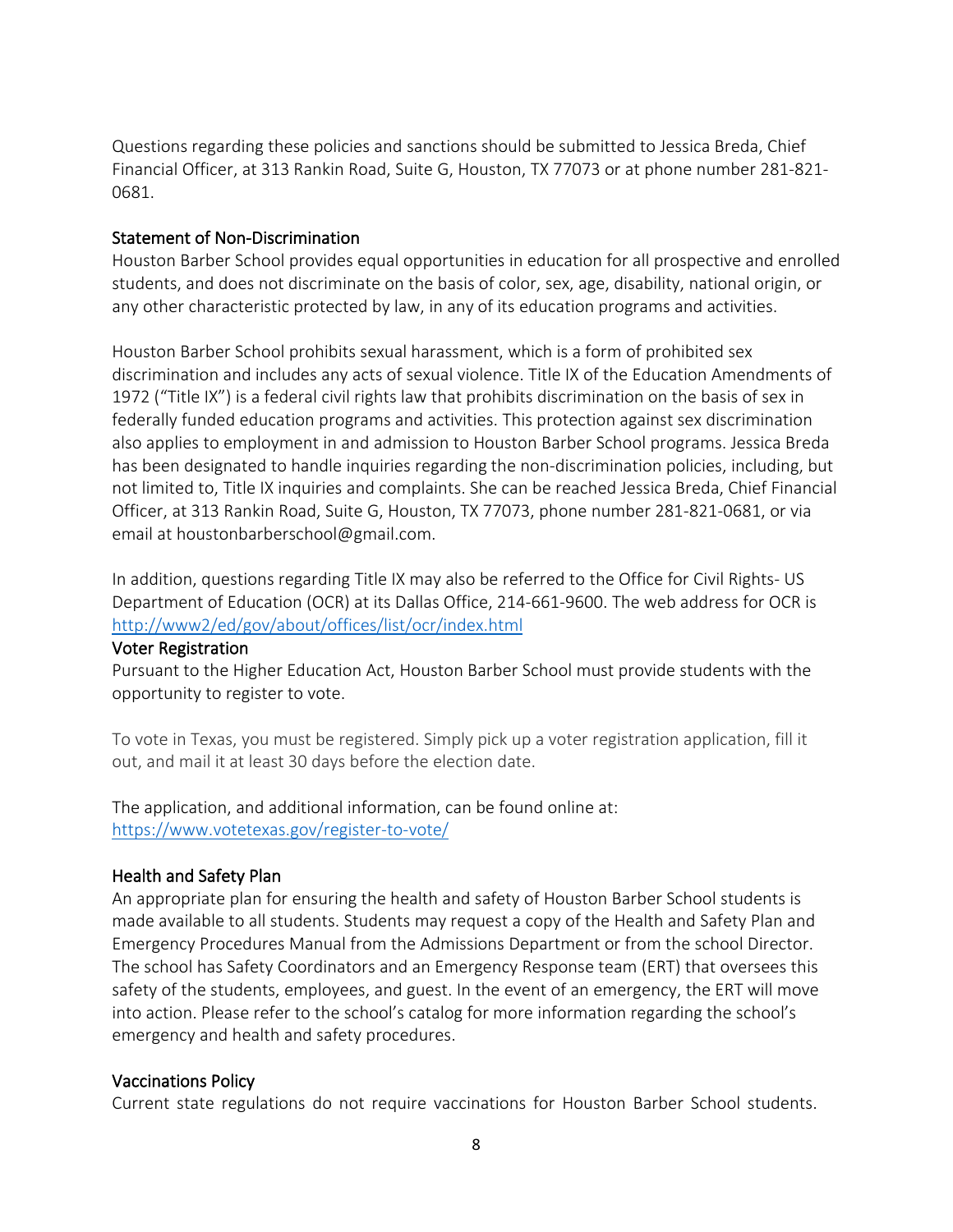Questions regarding these policies and sanctions should be submitted to Jessica Breda, Chief Financial Officer, at 313 Rankin Road, Suite G, Houston, TX 77073 or at phone number 281-821-0681.

## Statement of Non-Discrimination

Houston Barber School provides equal opportunities in education for all prospective and enrolled students, and does not discriminate on the basis of color, sex, age, disability, national origin, or any other characteristic protected by law, in any of its education programs and activities.

Houston Barber School prohibits sexual harassment, which is a form of prohibited sex discrimination and includes any acts of sexual violence. Title IX of the Education Amendments of 1972 ("Title IX") is a federal civil rights law that prohibits discrimination on the basis of sex in federally funded education programs and activities. This protection against sex discrimination also applies to employment in and admission to Houston Barber School programs. Jessica Breda has been designated to handle inquiries regarding the non-discrimination policies, including, but not limited to, Title IX inquiries and complaints. She can be reached Jessica Breda, Chief Financial Officer, at 313 Rankin Road, Suite G, Houston, TX 77073, phone number 281-821-0681, or via email at houstonbarberschool@gmail.com.

In addition, questions regarding Title IX may also be referred to the Office for Civil Rights- US Department of Education (OCR) at its Dallas Office, 214-661-9600. The web address for OCR is http://www2/ed/gov/about/offices/list/ocr/index.html

## Voter Registration

Pursuant to the Higher Education Act, Houston Barber School must provide students with the opportunity to register to vote.

To vote in Texas, you must be registered. Simply pick up a voter registration application, fill it out, and mail it at least 30 days before the election date.

The application, and additional information, can be found online at: https://www.votetexas.gov/register-to-vote/

## Health and Safety Plan

An appropriate plan for ensuring the health and safety of Houston Barber School students is made available to all students. Students may request a copy of the Health and Safety Plan and Emergency Procedures Manual from the Admissions Department or from the school Director. The school has Safety Coordinators and an Emergency Response team (ERT) that oversees this safety of the students, employees, and guest. In the event of an emergency, the ERT will move into action. Please refer to the school's catalog for more information regarding the school's emergency and health and safety procedures.

## Vaccinations Policy

Current state regulations do not require vaccinations for Houston Barber School students.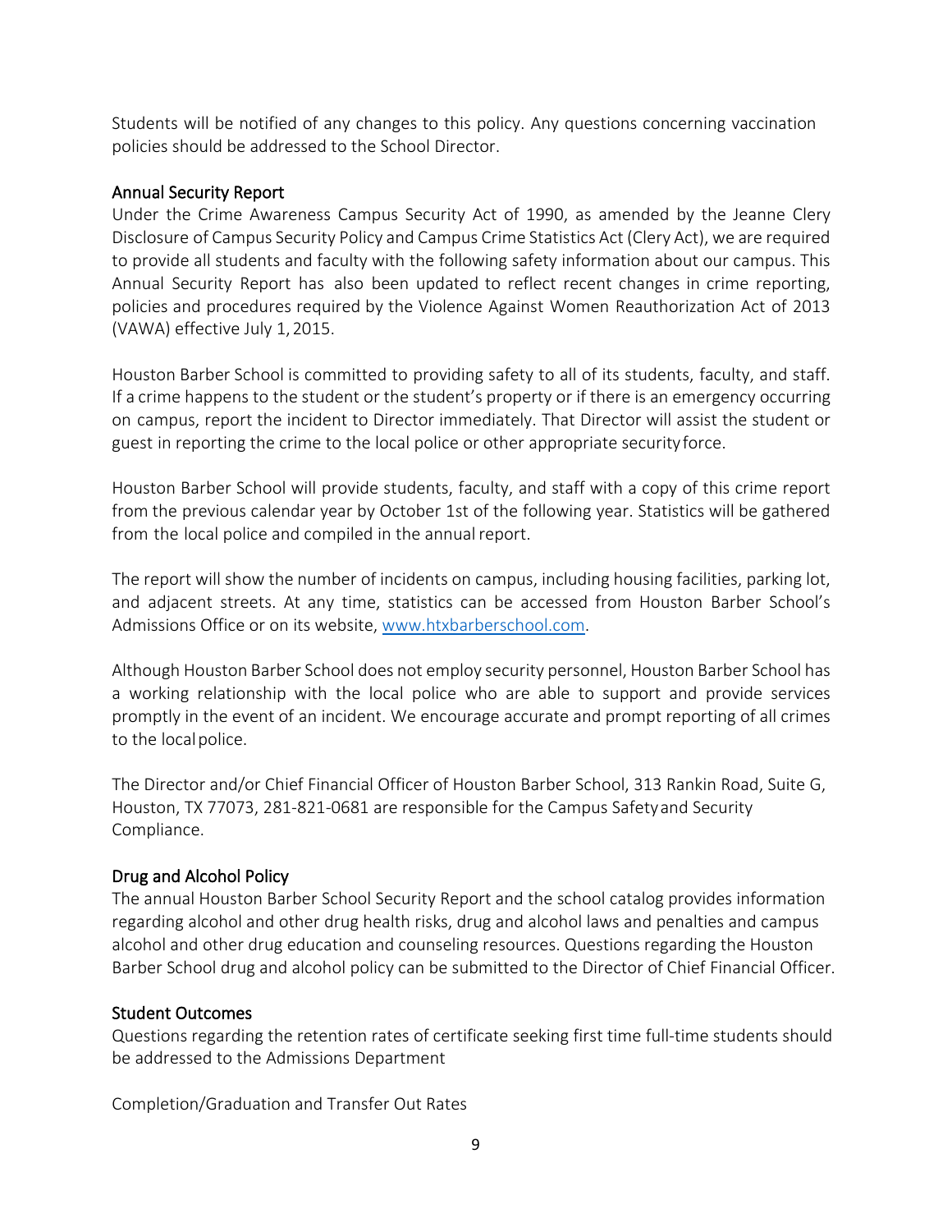Students will be notified of any changes to this policy. Any questions concerning vaccination policies should be addressed to the School Director.

## Annual Security Report

Under the Crime Awareness Campus Security Act of 1990, as amended by the Jeanne Clery Disclosure of Campus Security Policy and Campus Crime Statistics Act (Clery Act), we are required to provide all students and faculty with the following safety information about our campus. This Annual Security Report has also been updated to reflect recent changes in crime reporting, policies and procedures required by the Violence Against Women Reauthorization Act of 2013 (VAWA) effective July 1, 2015.

Houston Barber School is committed to providing safety to all of its students, faculty, and staff. If a crime happens to the student or the student's property or if there is an emergency occurring on campus, report the incident to Director immediately. That Director will assist the student or guest in reporting the crime to the local police or other appropriate security force.

Houston Barber School will provide students, faculty, and staff with a copy of this crime report from the previous calendar year by October 1st of the following year. Statistics will be gathered from the local police and compiled in the annual report.

The report will show the number of incidents on campus, including housing facilities, parking lot, and adjacent streets. At any time, statistics can be accessed from Houston Barber School's Admissions Office or on its website, [www.htxbarberschool.com](http://www.htxbarberschool.com).

Although Houston Barber School does not employ security personnel, Houston Barber School has a working relationship with the local police who are able to support and provide services promptly in the event of an incident. We encourage accurate and prompt reporting of all crimes to the local police.

The Director and/or Chief Financial Officer of Houston Barber School, 313 Rankin Road, Suite G, Houston, TX 77073, 281-821-0681 are responsible for the Campus Safety and Security Compliance.

## Drug and Alcohol Policy

The annual Houston Barber School Security Report and the school catalog provides information regarding alcohol and other drug health risks, drug and alcohol laws and penalties and campus alcohol and other drug education and counseling resources. Questions regarding the Houston Barber School drug and alcohol policy can be submitted to the Director of Chief Financial Officer.

## Student Outcomes

Questions regarding the retention rates of certificate seeking first time full-time students should be addressed to the Admissions Department

Completion/Graduation and Transfer Out Rates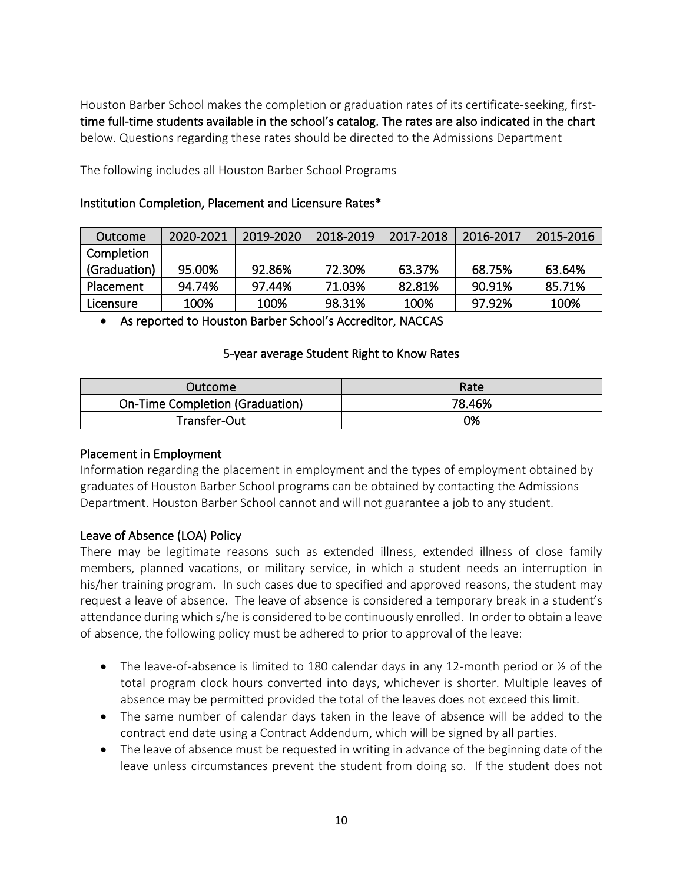Houston Barber School makes the completion or graduation rates of its certificate-seeking, first-time full-time students available in the school's catalog. The rates are also indicated in the chart below. Questions regarding these rates should be directed to the Admissions Department

The following includes all Houston Barber School Programs

## Institution Completion, Placement and Licensure Rates*

| Outcome | 2020-2021 | 2019-2020 | 2018-2019 | 2017-2018 | 2016-2017 | 2015-2016 |
|---|---|---|---|---|---|---|
| Completion (Graduation) | 95.00% | 92.86% | 72.30% | 63.37% | 68.75% | 63.64% |
| Placement | 94.74% | 97.44% | 71.03% | 82.81% | 90.91% | 85.71% |
| Licensure | 100% | 100% | 98.31% | 100% | 97.92% | 100% |

- As reported to Houston Barber School's Accreditor, NACCAS

## 5-year average Student Right to Know Rates

| Outcome | Rate |
|---|---|
| On-Time Completion (Graduation) | 78.46% |
| Transfer-Out | 0% |

## Placement in Employment

Information regarding the placement in employment and the types of employment obtained by graduates of Houston Barber School programs can be obtained by contacting the Admissions Department. Houston Barber School cannot and will not guarantee a job to any student.

## Leave of Absence (LOA) Policy

There may be legitimate reasons such as extended illness, extended illness of close family members, planned vacations, or military service, in which a student needs an interruption in his/her training program. In such cases due to specified and approved reasons, the student may request a leave of absence. The leave of absence is considered a temporary break in a student's attendance during which s/he is considered to be continuously enrolled. In order to obtain a leave of absence, the following policy must be adhered to prior to approval of the leave:

- The leave-of-absence is limited to 180 calendar days in any 12-month period or ½ of the total program clock hours converted into days, whichever is shorter. Multiple leaves of absence may be permitted provided the total of the leaves does not exceed this limit.
- The same number of calendar days taken in the leave of absence will be added to the contract end date using a Contract Addendum, which will be signed by all parties.
- The leave of absence must be requested in writing in advance of the beginning date of the leave unless circumstances prevent the student from doing so. If the student does not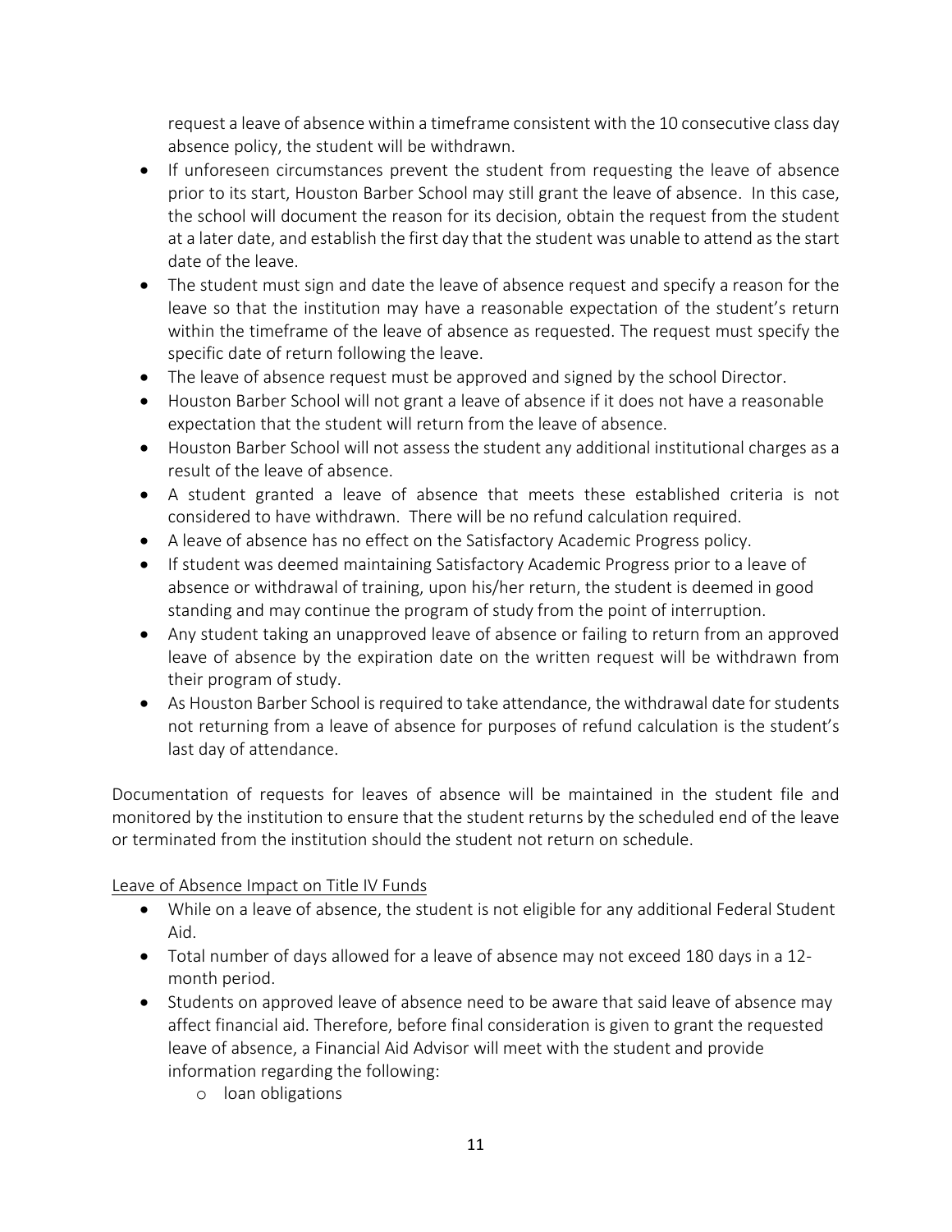request a leave of absence within a timeframe consistent with the 10 consecutive class day absence policy, the student will be withdrawn.

- If unforeseen circumstances prevent the student from requesting the leave of absence prior to its start, Houston Barber School may still grant the leave of absence. In this case, the school will document the reason for its decision, obtain the request from the student at a later date, and establish the first day that the student was unable to attend as the start date of the leave.
- The student must sign and date the leave of absence request and specify a reason for the leave so that the institution may have a reasonable expectation of the student's return within the timeframe of the leave of absence as requested. The request must specify the specific date of return following the leave.
- The leave of absence request must be approved and signed by the school Director.
- Houston Barber School will not grant a leave of absence if it does not have a reasonable expectation that the student will return from the leave of absence.
- Houston Barber School will not assess the student any additional institutional charges as a result of the leave of absence.
- A student granted a leave of absence that meets these established criteria is not considered to have withdrawn. There will be no refund calculation required.
- A leave of absence has no effect on the Satisfactory Academic Progress policy.
- If student was deemed maintaining Satisfactory Academic Progress prior to a leave of absence or withdrawal of training, upon his/her return, the student is deemed in good standing and may continue the program of study from the point of interruption.
- Any student taking an unapproved leave of absence or failing to return from an approved leave of absence by the expiration date on the written request will be withdrawn from their program of study.
- As Houston Barber School is required to take attendance, the withdrawal date for students not returning from a leave of absence for purposes of refund calculation is the student's last day of attendance.

Documentation of requests for leaves of absence will be maintained in the student file and monitored by the institution to ensure that the student returns by the scheduled end of the leave or terminated from the institution should the student not return on schedule.

<u>Leave of Absence Impact on Title IV Funds</u>

- While on a leave of absence, the student is not eligible for any additional Federal Student Aid.
- Total number of days allowed for a leave of absence may not exceed 180 days in a 12-month period.
- Students on approved leave of absence need to be aware that said leave of absence may affect financial aid. Therefore, before final consideration is given to grant the requested leave of absence, a Financial Aid Advisor will meet with the student and provide information regarding the following:
  - loan obligations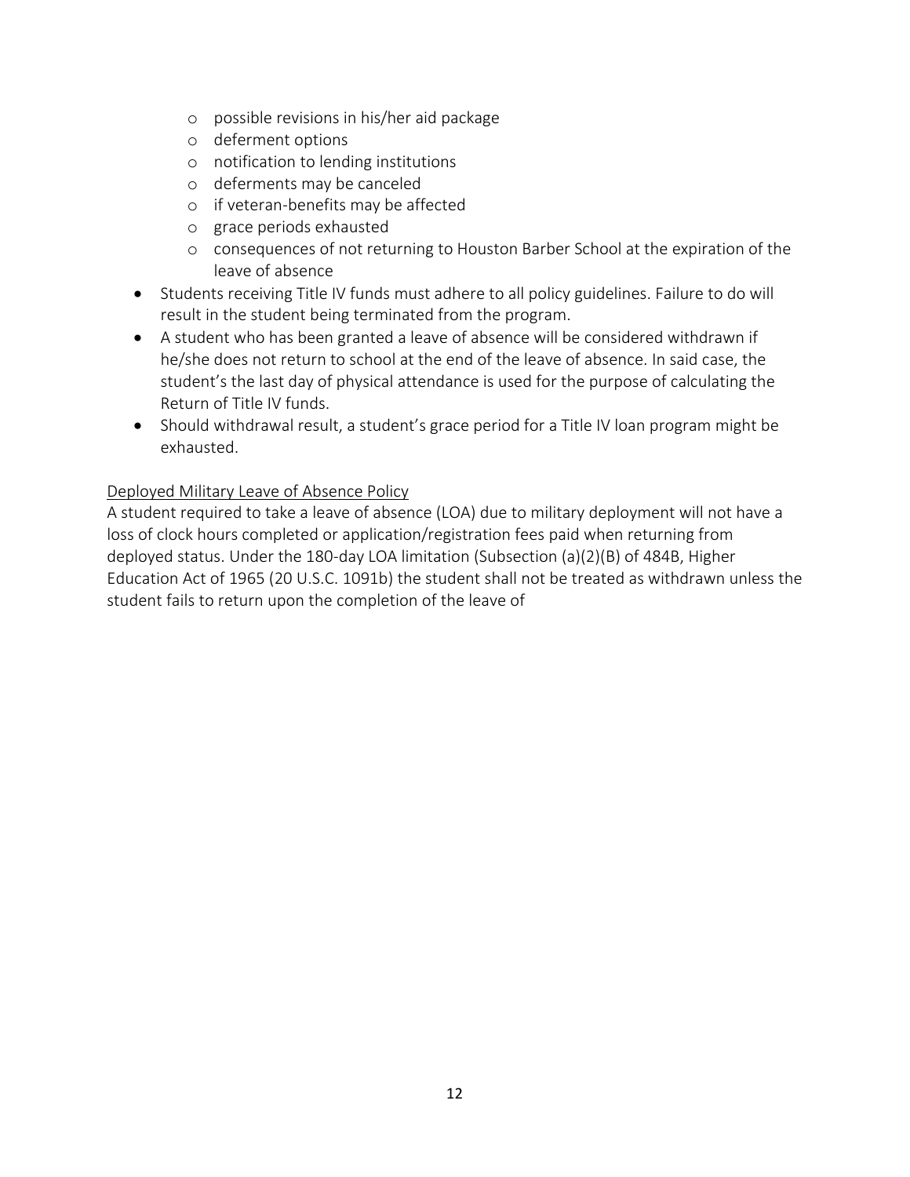- possible revisions in his/her aid package
  - deferment options
  - notification to lending institutions
  - deferments may be canceled
  - if veteran-benefits may be affected
  - grace periods exhausted
  - consequences of not returning to Houston Barber School at the expiration of the leave of absence
- Students receiving Title IV funds must adhere to all policy guidelines. Failure to do will result in the student being terminated from the program.
- A student who has been granted a leave of absence will be considered withdrawn if he/she does not return to school at the end of the leave of absence. In said case, the student's the last day of physical attendance is used for the purpose of calculating the Return of Title IV funds.
- Should withdrawal result, a student's grace period for a Title IV loan program might be exhausted.

<u>Deployed Military Leave of Absence Policy</u>

A student required to take a leave of absence (LOA) due to military deployment will not have a loss of clock hours completed or application/registration fees paid when returning from deployed status. Under the 180-day LOA limitation (Subsection (a)(2)(B) of 484B, Higher Education Act of 1965 (20 U.S.C. 1091b) the student shall not be treated as withdrawn unless the student fails to return upon the completion of the leave of